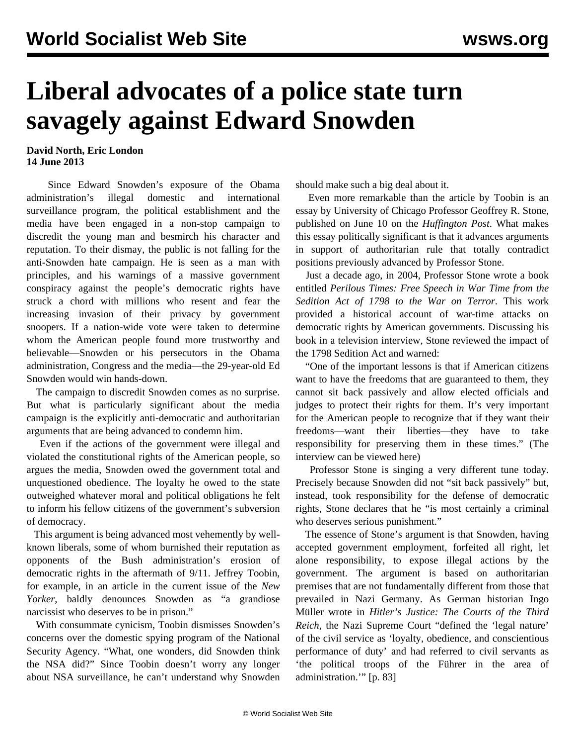# Liberal advocates of a police state turn savagely against Edward Snowden

**David North, Eric London**
**14 June 2013**

Since Edward Snowden's exposure of the Obama administration's illegal domestic and international surveillance program, the political establishment and the media have been engaged in a non-stop campaign to discredit the young man and besmirch his character and reputation. To their dismay, the public is not falling for the anti-Snowden hate campaign. He is seen as a man with principles, and his warnings of a massive government conspiracy against the people's democratic rights have struck a chord with millions who resent and fear the increasing invasion of their privacy by government snoopers. If a nation-wide vote were taken to determine whom the American people found more trustworthy and believable—Snowden or his persecutors in the Obama administration, Congress and the media—the 29-year-old Ed Snowden would win hands-down.

The campaign to discredit Snowden comes as no surprise. But what is particularly significant about the media campaign is the explicitly anti-democratic and authoritarian arguments that are being advanced to condemn him.

Even if the actions of the government were illegal and violated the constitutional rights of the American people, so argues the media, Snowden owed the government total and unquestioned obedience. The loyalty he owed to the state outweighed whatever moral and political obligations he felt to inform his fellow citizens of the government's subversion of democracy.

This argument is being advanced most vehemently by well-known liberals, some of whom burnished their reputation as opponents of the Bush administration's erosion of democratic rights in the aftermath of 9/11. Jeffrey Toobin, for example, in an article in the current issue of the *New Yorker*, baldly denounces Snowden as "a grandiose narcissist who deserves to be in prison."

With consummate cynicism, Toobin dismisses Snowden's concerns over the domestic spying program of the National Security Agency. "What, one wonders, did Snowden think the NSA did?" Since Toobin doesn't worry any longer about NSA surveillance, he can't understand why Snowden should make such a big deal about it.

Even more remarkable than the article by Toobin is an essay by University of Chicago Professor Geoffrey R. Stone, published on June 10 on the *Huffington Post*. What makes this essay politically significant is that it advances arguments in support of authoritarian rule that totally contradict positions previously advanced by Professor Stone.

Just a decade ago, in 2004, Professor Stone wrote a book entitled *Perilous Times: Free Speech in War Time from the Sedition Act of 1798 to the War on Terror*. This work provided a historical account of war-time attacks on democratic rights by American governments. Discussing his book in a television interview, Stone reviewed the impact of the 1798 Sedition Act and warned:

"One of the important lessons is that if American citizens want to have the freedoms that are guaranteed to them, they cannot sit back passively and allow elected officials and judges to protect their rights for them. It's very important for the American people to recognize that if they want their freedoms—want their liberties—they have to take responsibility for preserving them in these times." (The interview can be viewed here)

Professor Stone is singing a very different tune today. Precisely because Snowden did not "sit back passively" but, instead, took responsibility for the defense of democratic rights, Stone declares that he "is most certainly a criminal who deserves serious punishment."

The essence of Stone's argument is that Snowden, having accepted government employment, forfeited all right, let alone responsibility, to expose illegal actions by the government. The argument is based on authoritarian premises that are not fundamentally different from those that prevailed in Nazi Germany. As German historian Ingo Müller wrote in *Hitler's Justice: The Courts of the Third Reich*, the Nazi Supreme Court "defined the 'legal nature' of the civil service as 'loyalty, obedience, and conscientious performance of duty' and had referred to civil servants as 'the political troops of the Führer in the area of administration.'" [p. 83]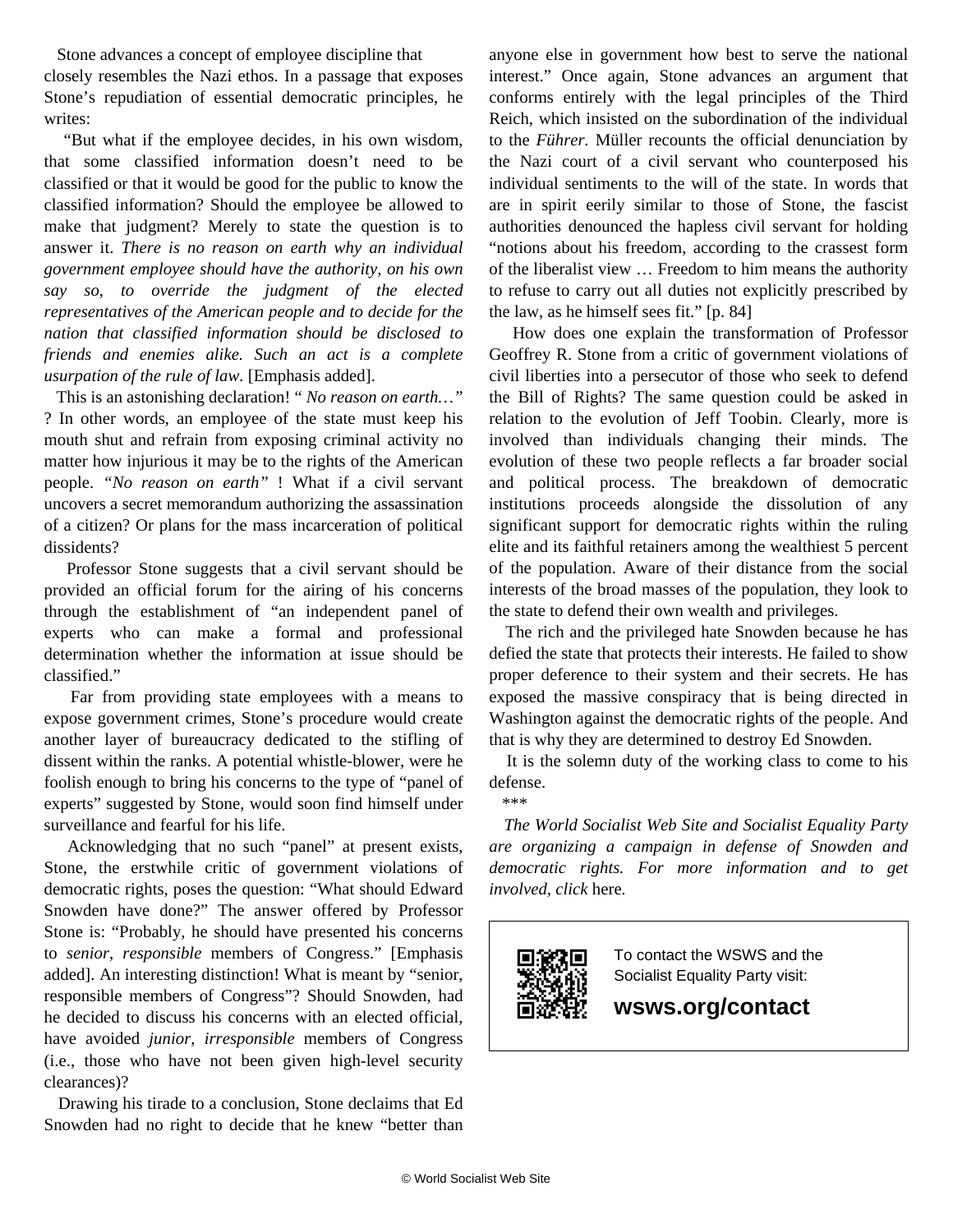Stone advances a concept of employee discipline that closely resembles the Nazi ethos. In a passage that exposes Stone's repudiation of essential democratic principles, he writes:

"But what if the employee decides, in his own wisdom, that some classified information doesn't need to be classified or that it would be good for the public to know the classified information? Should the employee be allowed to make that judgment? Merely to state the question is to answer it. *There is no reason on earth why an individual government employee should have the authority, on his own say so, to override the judgment of the elected representatives of the American people and to decide for the nation that classified information should be disclosed to friends and enemies alike. Such an act is a complete usurpation of the rule of law.* [Emphasis added].

This is an astonishing declaration! "*No reason on earth…*"? In other words, an employee of the state must keep his mouth shut and refrain from exposing criminal activity no matter how injurious it may be to the rights of the American people. "*No reason on earth*"! What if a civil servant uncovers a secret memorandum authorizing the assassination of a citizen? Or plans for the mass incarceration of political dissidents?

Professor Stone suggests that a civil servant should be provided an official forum for the airing of his concerns through the establishment of "an independent panel of experts who can make a formal and professional determination whether the information at issue should be classified."

Far from providing state employees with a means to expose government crimes, Stone's procedure would create another layer of bureaucracy dedicated to the stifling of dissent within the ranks. A potential whistle-blower, were he foolish enough to bring his concerns to the type of "panel of experts" suggested by Stone, would soon find himself under surveillance and fearful for his life.

Acknowledging that no such "panel" at present exists, Stone, the erstwhile critic of government violations of democratic rights, poses the question: "What should Edward Snowden have done?" The answer offered by Professor Stone is: "Probably, he should have presented his concerns to *senior*, *responsible* members of Congress." [Emphasis added]. An interesting distinction! What is meant by "senior, responsible members of Congress"? Should Snowden, had he decided to discuss his concerns with an elected official, have avoided *junior, irresponsible* members of Congress (i.e., those who have not been given high-level security clearances)?

Drawing his tirade to a conclusion, Stone declaims that Ed Snowden had no right to decide that he knew "better than anyone else in government how best to serve the national interest." Once again, Stone advances an argument that conforms entirely with the legal principles of the Third Reich, which insisted on the subordination of the individual to the *Führer*. Müller recounts the official denunciation by the Nazi court of a civil servant who counterposed his individual sentiments to the will of the state. In words that are in spirit eerily similar to those of Stone, the fascist authorities denounced the hapless civil servant for holding "notions about his freedom, according to the crassest form of the liberalist view … Freedom to him means the authority to refuse to carry out all duties not explicitly prescribed by the law, as he himself sees fit." [p. 84]

How does one explain the transformation of Professor Geoffrey R. Stone from a critic of government violations of civil liberties into a persecutor of those who seek to defend the Bill of Rights? The same question could be asked in relation to the evolution of Jeff Toobin. Clearly, more is involved than individuals changing their minds. The evolution of these two people reflects a far broader social and political process. The breakdown of democratic institutions proceeds alongside the dissolution of any significant support for democratic rights within the ruling elite and its faithful retainers among the wealthiest 5 percent of the population. Aware of their distance from the social interests of the broad masses of the population, they look to the state to defend their own wealth and privileges.

The rich and the privileged hate Snowden because he has defied the state that protects their interests. He failed to show proper deference to their system and their secrets. He has exposed the massive conspiracy that is being directed in Washington against the democratic rights of the people. And that is why they are determined to destroy Ed Snowden.

It is the solemn duty of the working class to come to his defense.

***

*The World Socialist Web Site and Socialist Equality Party are organizing a campaign in defense of Snowden and democratic rights. For more information and to get involved, click* here*.*

To contact the WSWS and the Socialist Equality Party visit:

**wsws.org/contact**